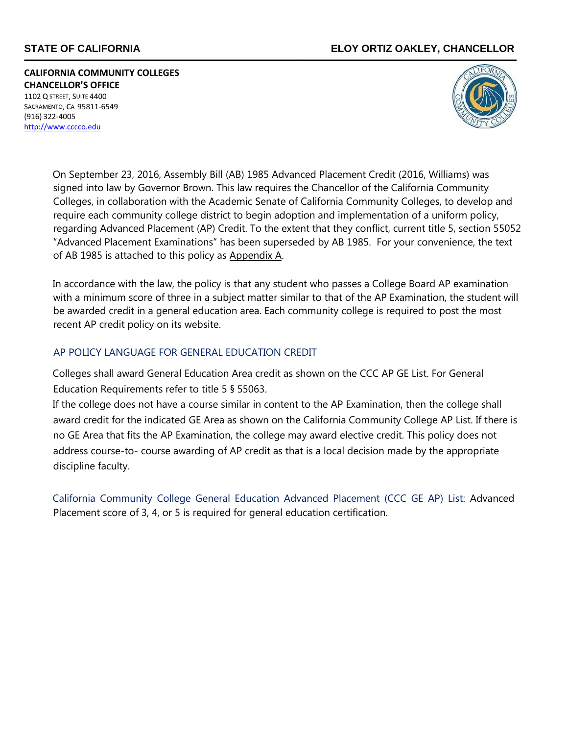**STATE OF CALIFORNIA** **ELOY ORTIZ OAKLEY, CHANCELLOR**

**CALIFORNIA COMMUNITY COLLEGES**
**CHANCELLOR'S OFFICE**
1102 Q STREET, SUITE 4400
SACRAMENTO, CA 95811-6549
(916) 322-4005
http://www.cccco.edu

On September 23, 2016, Assembly Bill (AB) 1985 Advanced Placement Credit (2016, Williams) was signed into law by Governor Brown. This law requires the Chancellor of the California Community Colleges, in collaboration with the Academic Senate of California Community Colleges, to develop and require each community college district to begin adoption and implementation of a uniform policy, regarding Advanced Placement (AP) Credit. To the extent that they conflict, current title 5, section 55052 "Advanced Placement Examinations" has been superseded by AB 1985. For your convenience, the text of AB 1985 is attached to this policy as Appendix A.

In accordance with the law, the policy is that any student who passes a College Board AP examination with a minimum score of three in a subject matter similar to that of the AP Examination, the student will be awarded credit in a general education area. Each community college is required to post the most recent AP credit policy on its website.

## AP POLICY LANGUAGE FOR GENERAL EDUCATION CREDIT

Colleges shall award General Education Area credit as shown on the CCC AP GE List. For General Education Requirements refer to title 5 § 55063.

If the college does not have a course similar in content to the AP Examination, then the college shall award credit for the indicated GE Area as shown on the California Community College AP List. If there is no GE Area that fits the AP Examination, the college may award elective credit. This policy does not address course-to- course awarding of AP credit as that is a local decision made by the appropriate discipline faculty.

California Community College General Education Advanced Placement (CCC GE AP) List: Advanced Placement score of 3, 4, or 5 is required for general education certification.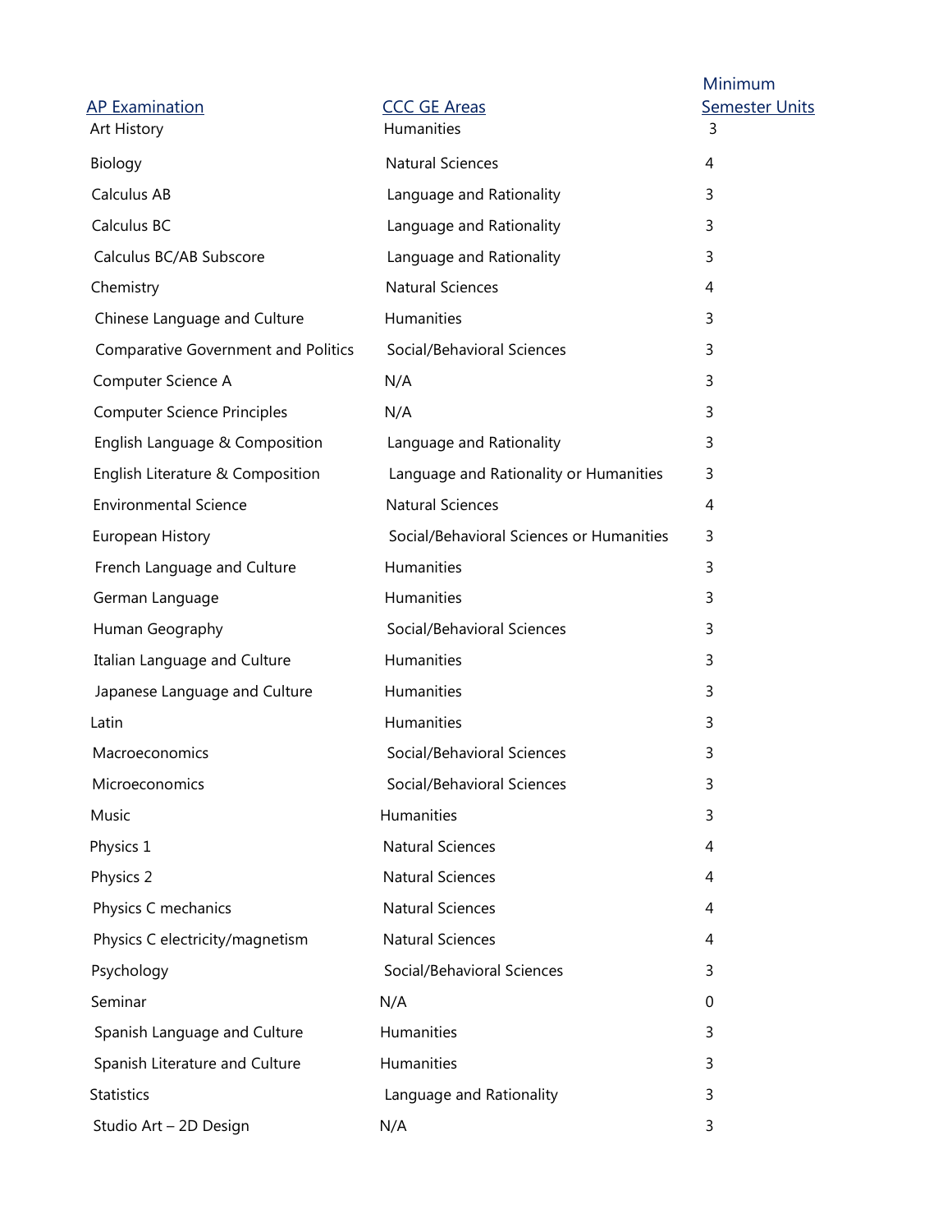| AP Examination | CCC GE Areas | Minimum Semester Units |
|---|---|---|
| Art History | Humanities | 3 |
| Biology | Natural Sciences | 4 |
| Calculus AB | Language and Rationality | 3 |
| Calculus BC | Language and Rationality | 3 |
| Calculus BC/AB Subscore | Language and Rationality | 3 |
| Chemistry | Natural Sciences | 4 |
| Chinese Language and Culture | Humanities | 3 |
| Comparative Government and Politics | Social/Behavioral Sciences | 3 |
| Computer Science A | N/A | 3 |
| Computer Science Principles | N/A | 3 |
| English Language & Composition | Language and Rationality | 3 |
| English Literature & Composition | Language and Rationality or Humanities | 3 |
| Environmental Science | Natural Sciences | 4 |
| European History | Social/Behavioral Sciences or Humanities | 3 |
| French Language and Culture | Humanities | 3 |
| German Language | Humanities | 3 |
| Human Geography | Social/Behavioral Sciences | 3 |
| Italian Language and Culture | Humanities | 3 |
| Japanese Language and Culture | Humanities | 3 |
| Latin | Humanities | 3 |
| Macroeconomics | Social/Behavioral Sciences | 3 |
| Microeconomics | Social/Behavioral Sciences | 3 |
| Music | Humanities | 3 |
| Physics 1 | Natural Sciences | 4 |
| Physics 2 | Natural Sciences | 4 |
| Physics C mechanics | Natural Sciences | 4 |
| Physics C electricity/magnetism | Natural Sciences | 4 |
| Psychology | Social/Behavioral Sciences | 3 |
| Seminar | N/A | 0 |
| Spanish Language and Culture | Humanities | 3 |
| Spanish Literature and Culture | Humanities | 3 |
| Statistics | Language and Rationality | 3 |
| Studio Art – 2D Design | N/A | 3 |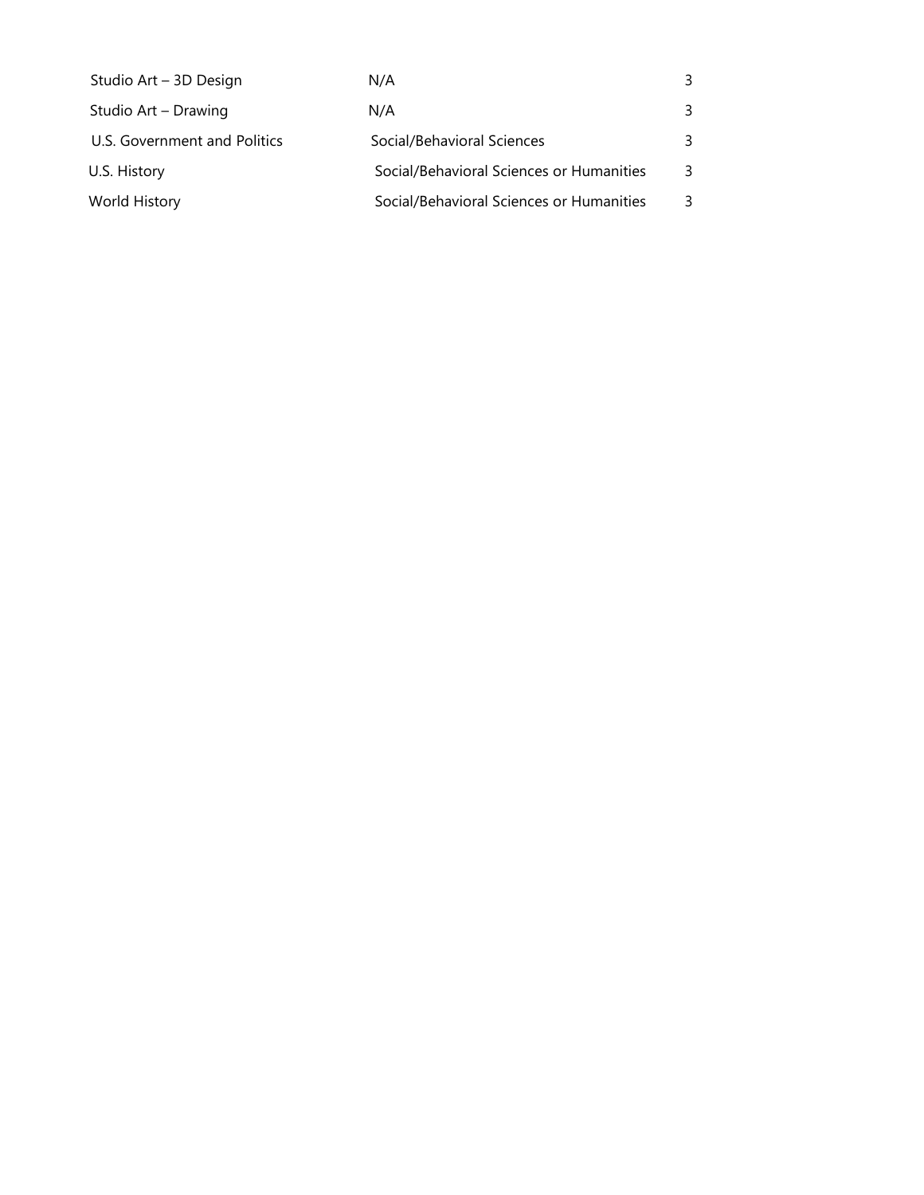| | | |
|---|---|---|
| Studio Art – 3D Design | N/A | 3 |
| Studio Art – Drawing | N/A | 3 |
| U.S. Government and Politics | Social/Behavioral Sciences | 3 |
| U.S. History | Social/Behavioral Sciences or Humanities | 3 |
| World History | Social/Behavioral Sciences or Humanities | 3 |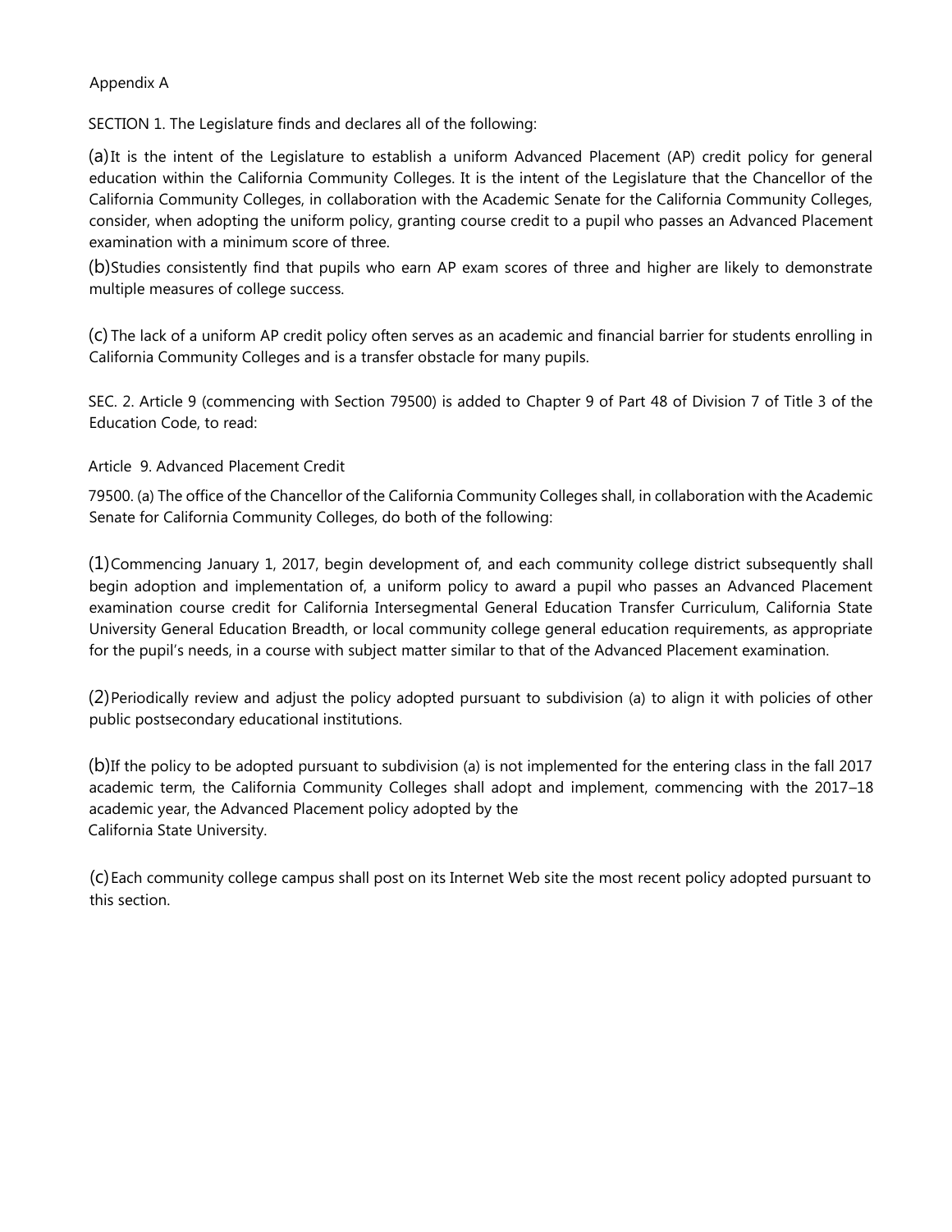Appendix A

SECTION 1. The Legislature finds and declares all of the following:

(a) It is the intent of the Legislature to establish a uniform Advanced Placement (AP) credit policy for general education within the California Community Colleges. It is the intent of the Legislature that the Chancellor of the California Community Colleges, in collaboration with the Academic Senate for the California Community Colleges, consider, when adopting the uniform policy, granting course credit to a pupil who passes an Advanced Placement examination with a minimum score of three.

(b) Studies consistently find that pupils who earn AP exam scores of three and higher are likely to demonstrate multiple measures of college success.

(c) The lack of a uniform AP credit policy often serves as an academic and financial barrier for students enrolling in California Community Colleges and is a transfer obstacle for many pupils.

SEC. 2. Article 9 (commencing with Section 79500) is added to Chapter 9 of Part 48 of Division 7 of Title 3 of the Education Code, to read:

Article 9. Advanced Placement Credit

79500. (a) The office of the Chancellor of the California Community Colleges shall, in collaboration with the Academic Senate for California Community Colleges, do both of the following:

(1) Commencing January 1, 2017, begin development of, and each community college district subsequently shall begin adoption and implementation of, a uniform policy to award a pupil who passes an Advanced Placement examination course credit for California Intersegmental General Education Transfer Curriculum, California State University General Education Breadth, or local community college general education requirements, as appropriate for the pupil's needs, in a course with subject matter similar to that of the Advanced Placement examination.

(2) Periodically review and adjust the policy adopted pursuant to subdivision (a) to align it with policies of other public postsecondary educational institutions.

(b) If the policy to be adopted pursuant to subdivision (a) is not implemented for the entering class in the fall 2017 academic term, the California Community Colleges shall adopt and implement, commencing with the 2017–18 academic year, the Advanced Placement policy adopted by the California State University.

(c) Each community college campus shall post on its Internet Web site the most recent policy adopted pursuant to this section.